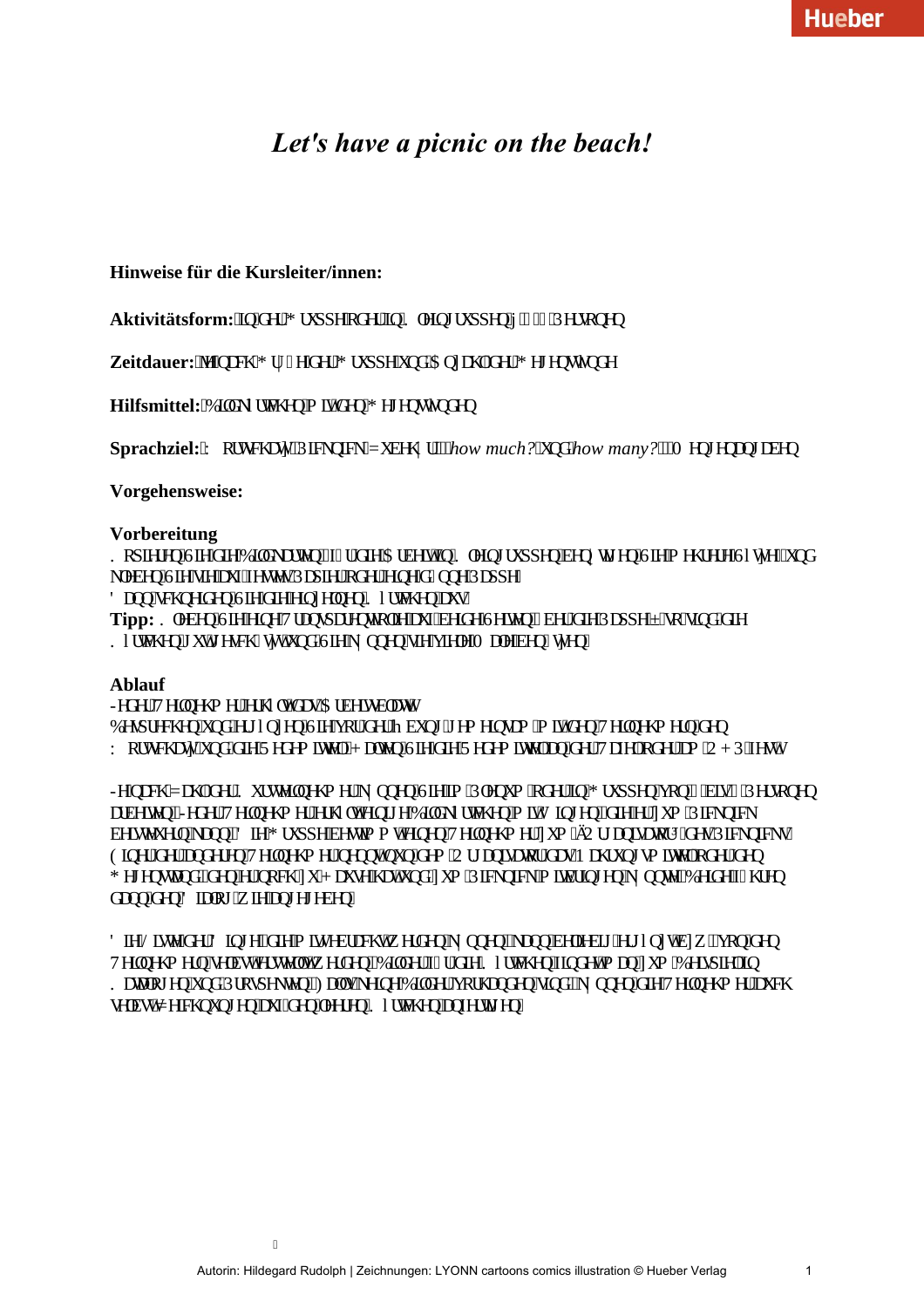# Let's have a picnic on the beach!

**Hinweise für die Kursleiter/innen:**

**Aktivitätsform:** In der Gruppe oder in Kleingruppen à … Personen

**Zeitdauer:** je nach Größe der Gruppe und der Anzahl der Gegenstände

**Hilfsmittel:** Bildkärtchen mit den Gegenständen

**Sprachziel:** Wortschatz Picknick-Zubehör, *how much?* und *how many?*, Mengenangaben

**Vorgehensweise:**

**Vorbereitung**

Kopieren Sie die Bildkarten (für die Arbeit in Kleingruppen benötigen Sie mehrere Sätze) und kleben Sie sie auf festes Papier oder eine dünne Pappe.

Dann schneiden Sie die einzelnen Kärtchen aus.

**Tipp:** Kleben Sie eine Transparentfolie auf beide Seiten über der Pappe – so sind die Kärtchen gut geschützt und Sie können sie viele Male benutzen.

**Ablauf**

Jeder Teilnehmer erhält das Arbeitsblatt.

Besprechen und üben Sie vor der Übung gemeinsam mit den Teilnehmern den Wortschatz und die Redemittel. Halten Sie die Redemittel an der Tafel oder am OHP fest.

Je nach Zahl der Kursteilnehmer können Sie im Plenum oder in Gruppen von … bis … Personen arbeiten. Jeder Teilnehmer erhält ein Bildkärtchen mit Dingen, die er zum Picknick beitragen kann. Die Gruppe bestimmt einen Teilnehmer, der zum „Organisator" des Picknicks ernannt wird. Einer der anderen Teilnehmer nennt dem Organisator das Nahrungsmittel oder den Gegenstand, den er noch zu Hause hat und zum Picknick mitbringen könnte. Beide führen dann den Dialog wie angegeben.

Die Liste der Dinge, die mitgebracht werden können, kann beliebig ergänzt bzw. von den Teilnehmern selbst erstellt werden. Bilder für die Kärtchen findet man zum Beispiel in Katalogen und Prospekten. Falls keine Bilder vorhanden sind, können die Teilnehmer auch selbst Zeichnungen auf den leeren Kärtchen anfertigen.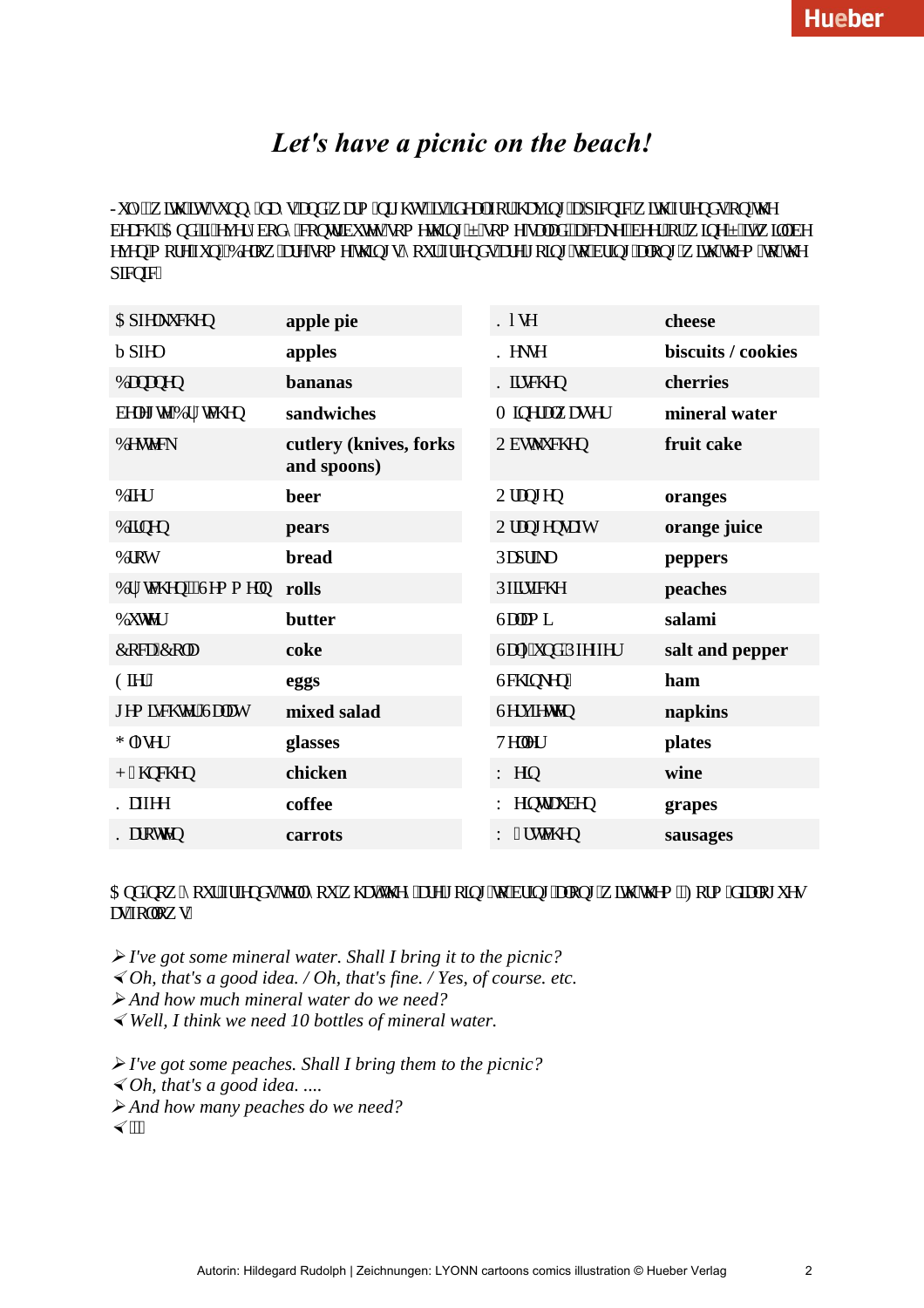# *Let's have a picnic on the beach!*

July, with its sunny days and warm nights, is ideal for having a picnic with friends on the beach. And if everybody contributes something – some salad, a cake, beer or wine – it will be even more fun. Below are some things your friends are offering to bring along with them to the picnic.

| | | | |
|---|---|---|---|
| Apfelkuchen | **apple pie** | Käse | **cheese** |
| Äpfel | **apples** | Kekse | **biscuits / cookies** |
| Bananen | **bananas** | Kirschen | **cherries** |
| belegte Brötchen | **sandwiches** | Mineralwasser | **mineral water** |
| Besteck | **cutlery (knives, forks and spoons)** | Obstkuchen | **fruit cake** |
| Bier | **beer** | Orangen | **oranges** |
| Birnen | **pears** | Orangensaft | **orange juice** |
| Brot | **bread** | Paprika | **peppers** |
| Brötchen / Semmeln | **rolls** | Pfirsiche | **peaches** |
| Butter | **butter** | Salami | **salami** |
| Coca-Cola | **coke** | Salz und Pfeffer | **salt and pepper** |
| Eier | **eggs** | Schinken | **ham** |
| gemischter Salat | **mixed salad** | Servietten | **napkins** |
| Gläser | **glasses** | Teller | **plates** |
| Hühnchen | **chicken** | Wein | **wine** |
| Kaffee | **coffee** | Weintrauben | **grapes** |
| Karotten | **carrots** | Würstchen | **sausages** |

And now your friends tell you what they are offering to bring along with them. Form dialogues as follows:

➢ *I've got some mineral water. Shall I bring it to the picnic?*
➢ *Oh, that's a good idea. / Oh, that's fine. / Yes, of course. etc.*
➢ *And how much mineral water do we need?*
➢ *Well, I think we need 10 bottles of mineral water.*

➢ *I've got some peaches. Shall I bring them to the picnic?*
➢ *Oh, that's a good idea. ....*
➢ *And how many peaches do we need?*
➢ ...

Autorin: Hildegard Rudolph | Zeichnungen: LYONN cartoons comics illustration © Hueber Verlag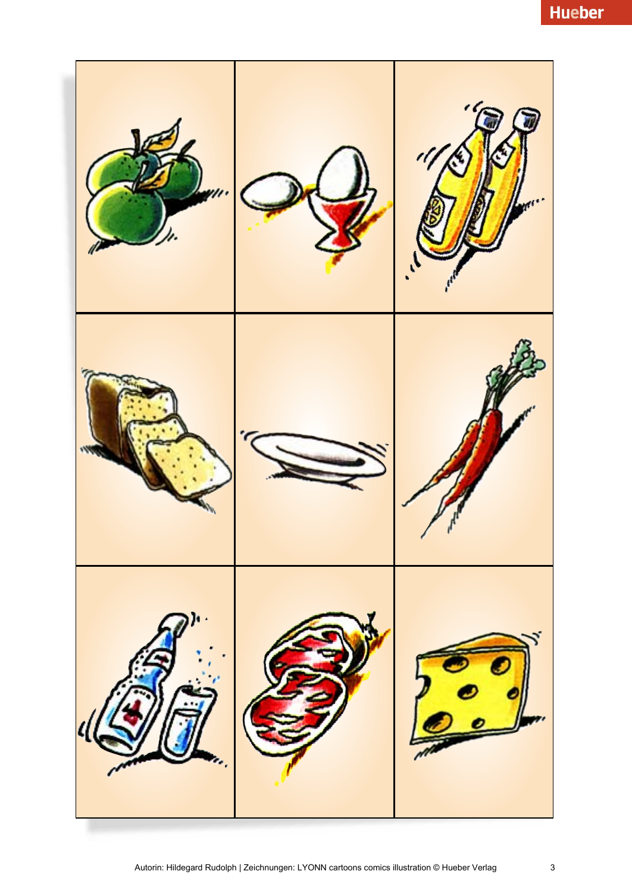Autorin: Hildegard Rudolph | Zeichnungen: LYONN cartoons comics illustration © Hueber Verlag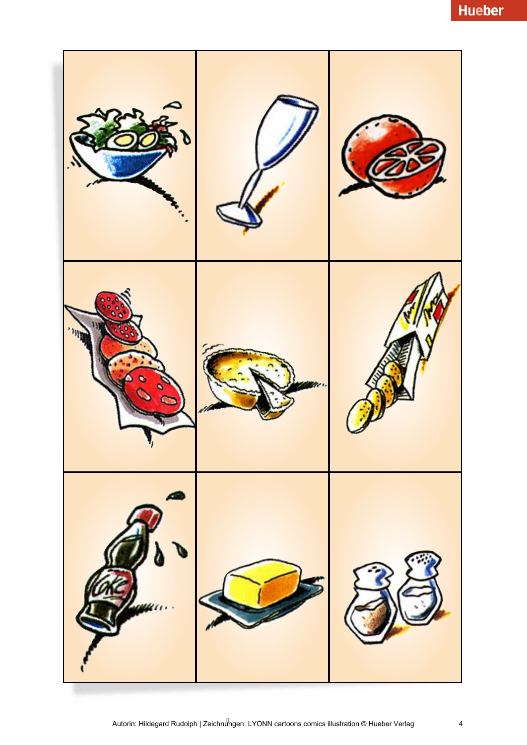Autorin: Hildegard Rudolph | Zeichnungen: LYONN cartoons comics illustration © Hueber Verlag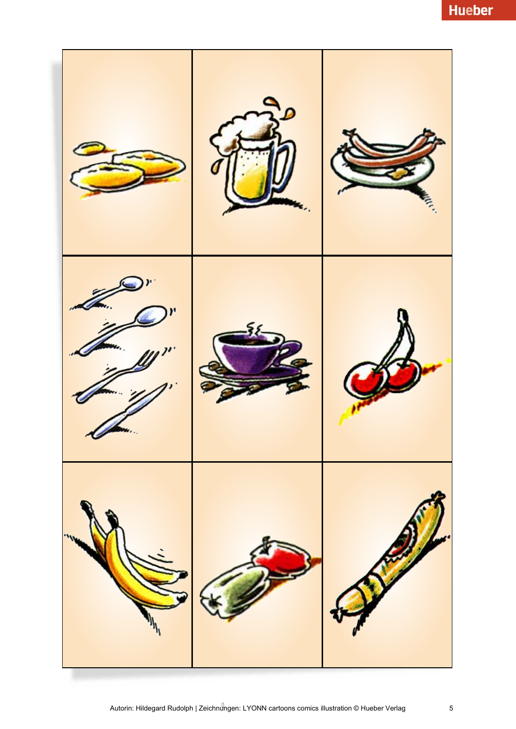Autorin: Hildegard Rudolph | Zeichnungen: LYONN cartoons comics illustration © Hueber Verlag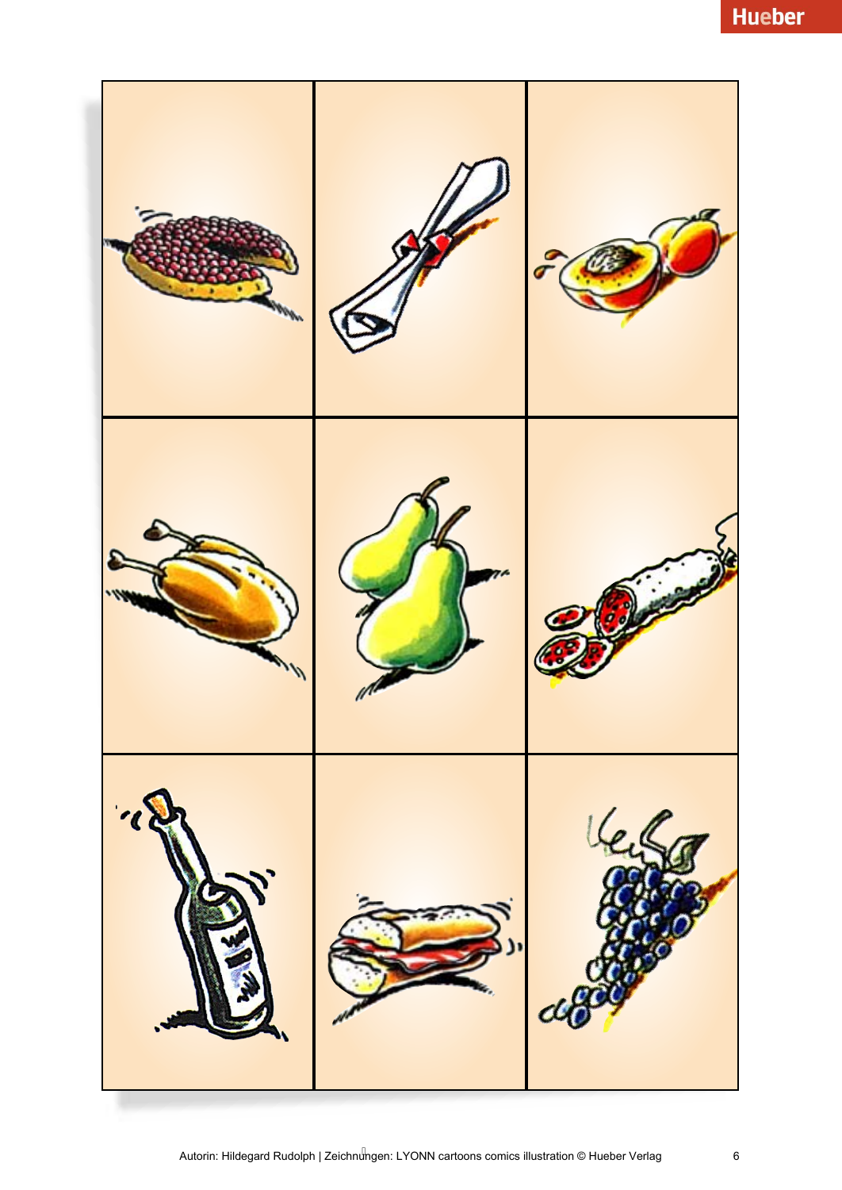Autorin: Hildegard Rudolph | Zeichnungen: LYONN cartoons comics illustration © Hueber Verlag